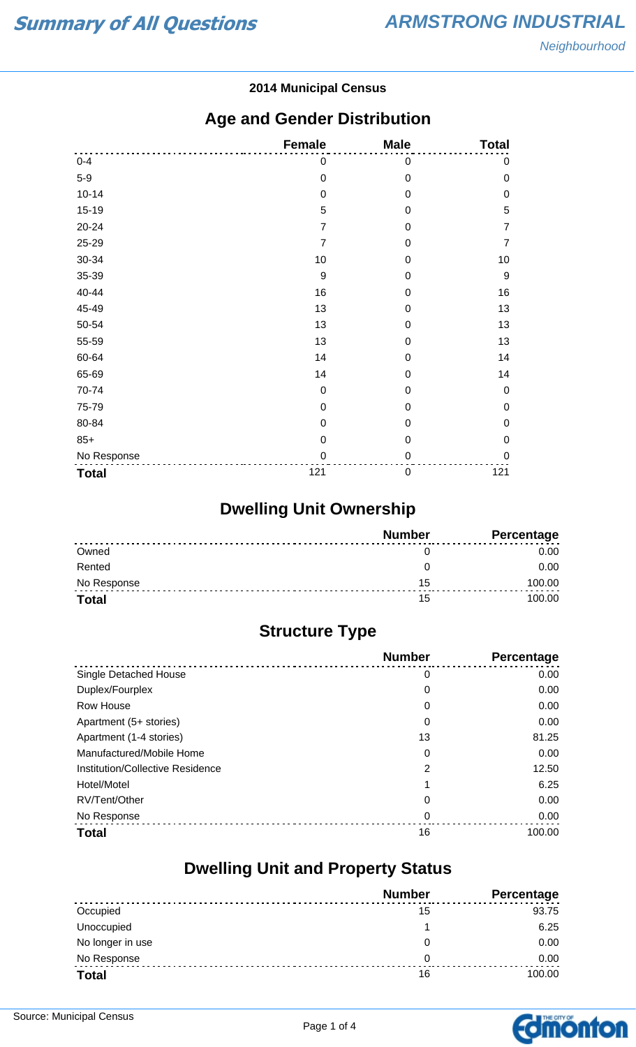# Summary of All Questions

## ARMSTRONG INDUSTRIAL

*Neighbourhood*

**2014 Municipal Census**

## Age and Gender Distribution

| | Female | Male | Total |
|---|---|---|---|
| 0-4 | 0 | 0 | 0 |
| 5-9 | 0 | 0 | 0 |
| 10-14 | 0 | 0 | 0 |
| 15-19 | 5 | 0 | 5 |
| 20-24 | 7 | 0 | 7 |
| 25-29 | 7 | 0 | 7 |
| 30-34 | 10 | 0 | 10 |
| 35-39 | 9 | 0 | 9 |
| 40-44 | 16 | 0 | 16 |
| 45-49 | 13 | 0 | 13 |
| 50-54 | 13 | 0 | 13 |
| 55-59 | 13 | 0 | 13 |
| 60-64 | 14 | 0 | 14 |
| 65-69 | 14 | 0 | 14 |
| 70-74 | 0 | 0 | 0 |
| 75-79 | 0 | 0 | 0 |
| 80-84 | 0 | 0 | 0 |
| 85+ | 0 | 0 | 0 |
| No Response | 0 | 0 | 0 |
| **Total** | 121 | 0 | 121 |

## Dwelling Unit Ownership

| | Number | Percentage |
|---|---|---|
| Owned | 0 | 0.00 |
| Rented | 0 | 0.00 |
| No Response | 15 | 100.00 |
| **Total** | 15 | 100.00 |

## Structure Type

| | Number | Percentage |
|---|---|---|
| Single Detached House | 0 | 0.00 |
| Duplex/Fourplex | 0 | 0.00 |
| Row House | 0 | 0.00 |
| Apartment (5+ stories) | 0 | 0.00 |
| Apartment (1-4 stories) | 13 | 81.25 |
| Manufactured/Mobile Home | 0 | 0.00 |
| Institution/Collective Residence | 2 | 12.50 |
| Hotel/Motel | 1 | 6.25 |
| RV/Tent/Other | 0 | 0.00 |
| No Response | 0 | 0.00 |
| **Total** | 16 | 100.00 |

## Dwelling Unit and Property Status

| | Number | Percentage |
|---|---|---|
| Occupied | 15 | 93.75 |
| Unoccupied | 1 | 6.25 |
| No longer in use | 0 | 0.00 |
| No Response | 0 | 0.00 |
| **Total** | 16 | 100.00 |

Source: Municipal Census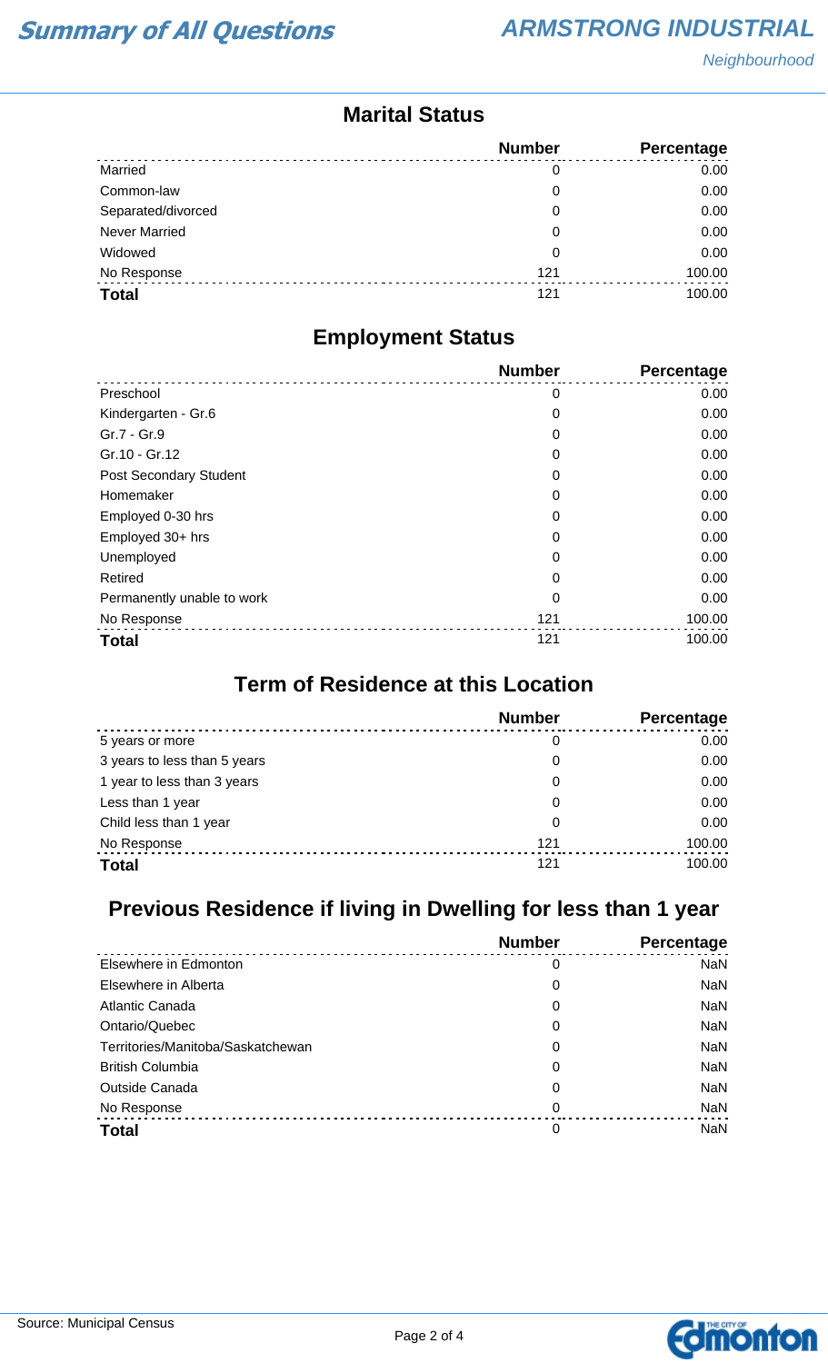## Marital Status

| | Number | Percentage |
|---|---|---|
| Married | 0 | 0.00 |
| Common-law | 0 | 0.00 |
| Separated/divorced | 0 | 0.00 |
| Never Married | 0 | 0.00 |
| Widowed | 0 | 0.00 |
| No Response | 121 | 100.00 |
| **Total** | 121 | 100.00 |

## Employment Status

| | Number | Percentage |
|---|---|---|
| Preschool | 0 | 0.00 |
| Kindergarten - Gr.6 | 0 | 0.00 |
| Gr.7 - Gr.9 | 0 | 0.00 |
| Gr.10 - Gr.12 | 0 | 0.00 |
| Post Secondary Student | 0 | 0.00 |
| Homemaker | 0 | 0.00 |
| Employed 0-30 hrs | 0 | 0.00 |
| Employed 30+ hrs | 0 | 0.00 |
| Unemployed | 0 | 0.00 |
| Retired | 0 | 0.00 |
| Permanently unable to work | 0 | 0.00 |
| No Response | 121 | 100.00 |
| **Total** | 121 | 100.00 |

## Term of Residence at this Location

| | Number | Percentage |
|---|---|---|
| 5 years or more | 0 | 0.00 |
| 3 years to less than 5 years | 0 | 0.00 |
| 1 year to less than 3 years | 0 | 0.00 |
| Less than 1 year | 0 | 0.00 |
| Child less than 1 year | 0 | 0.00 |
| No Response | 121 | 100.00 |
| **Total** | 121 | 100.00 |

## Previous Residence if living in Dwelling for less than 1 year

| | Number | Percentage |
|---|---|---|
| Elsewhere in Edmonton | 0 | NaN |
| Elsewhere in Alberta | 0 | NaN |
| Atlantic Canada | 0 | NaN |
| Ontario/Quebec | 0 | NaN |
| Territories/Manitoba/Saskatchewan | 0 | NaN |
| British Columbia | 0 | NaN |
| Outside Canada | 0 | NaN |
| No Response | 0 | NaN |
| **Total** | 0 | NaN |

Source: Municipal Census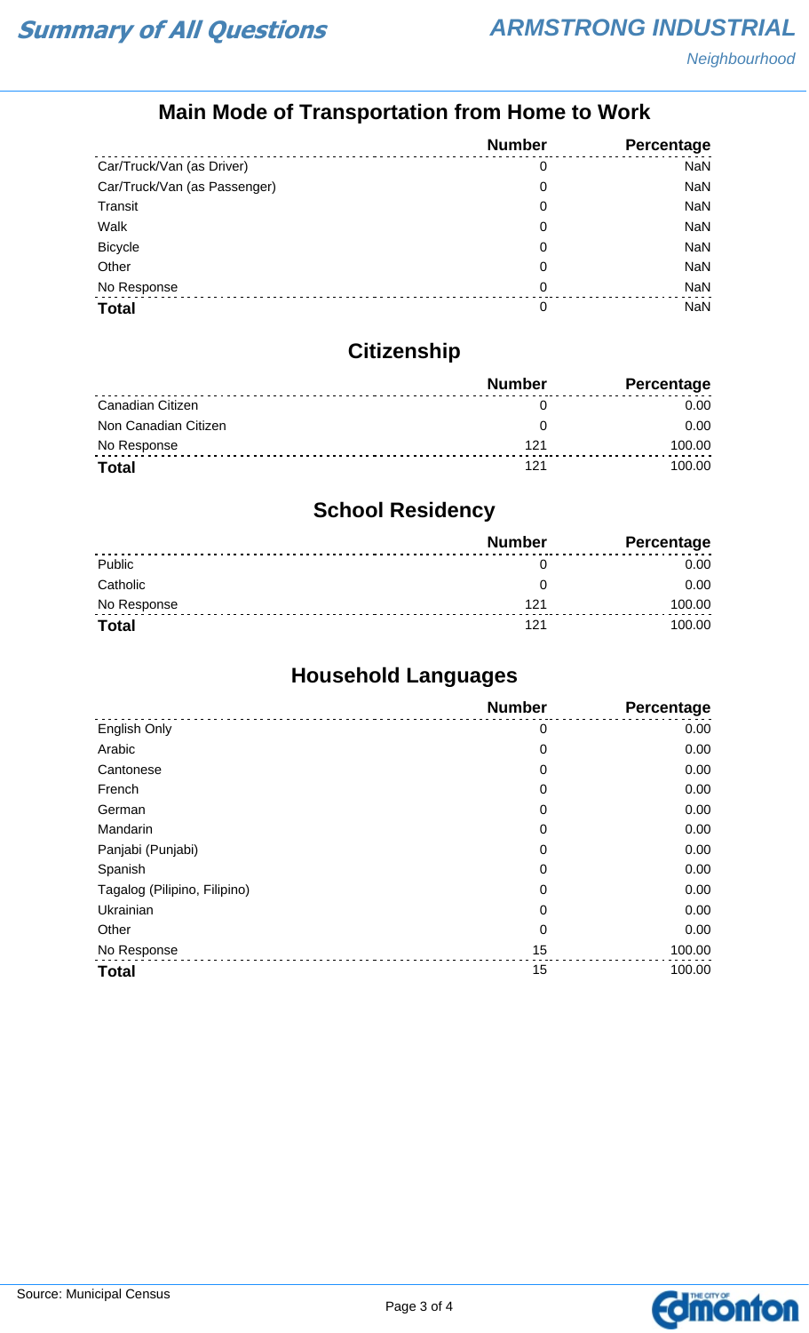## Main Mode of Transportation from Home to Work

| | Number | Percentage |
|---|---|---|
| Car/Truck/Van (as Driver) | 0 | NaN |
| Car/Truck/Van (as Passenger) | 0 | NaN |
| Transit | 0 | NaN |
| Walk | 0 | NaN |
| Bicycle | 0 | NaN |
| Other | 0 | NaN |
| No Response | 0 | NaN |
| **Total** | 0 | NaN |

## Citizenship

| | Number | Percentage |
|---|---|---|
| Canadian Citizen | 0 | 0.00 |
| Non Canadian Citizen | 0 | 0.00 |
| No Response | 121 | 100.00 |
| **Total** | 121 | 100.00 |

## School Residency

| | Number | Percentage |
|---|---|---|
| Public | 0 | 0.00 |
| Catholic | 0 | 0.00 |
| No Response | 121 | 100.00 |
| **Total** | 121 | 100.00 |

## Household Languages

| | Number | Percentage |
|---|---|---|
| English Only | 0 | 0.00 |
| Arabic | 0 | 0.00 |
| Cantonese | 0 | 0.00 |
| French | 0 | 0.00 |
| German | 0 | 0.00 |
| Mandarin | 0 | 0.00 |
| Panjabi (Punjabi) | 0 | 0.00 |
| Spanish | 0 | 0.00 |
| Tagalog (Pilipino, Filipino) | 0 | 0.00 |
| Ukrainian | 0 | 0.00 |
| Other | 0 | 0.00 |
| No Response | 15 | 100.00 |
| **Total** | 15 | 100.00 |

Source: Municipal Census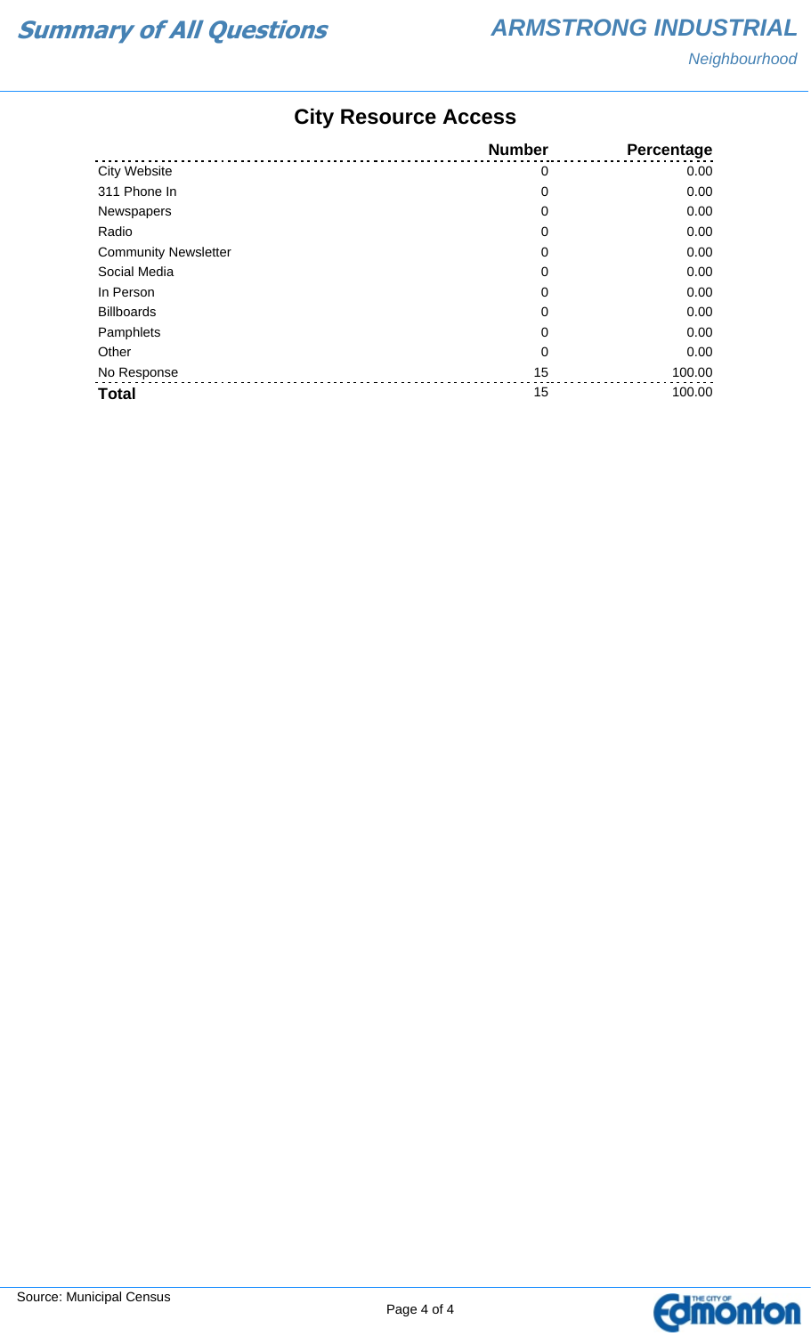## City Resource Access

| | Number | Percentage |
|---|---|---|
| City Website | 0 | 0.00 |
| 311 Phone In | 0 | 0.00 |
| Newspapers | 0 | 0.00 |
| Radio | 0 | 0.00 |
| Community Newsletter | 0 | 0.00 |
| Social Media | 0 | 0.00 |
| In Person | 0 | 0.00 |
| Billboards | 0 | 0.00 |
| Pamphlets | 0 | 0.00 |
| Other | 0 | 0.00 |
| No Response | 15 | 100.00 |
| **Total** | 15 | 100.00 |

Source: Municipal Census